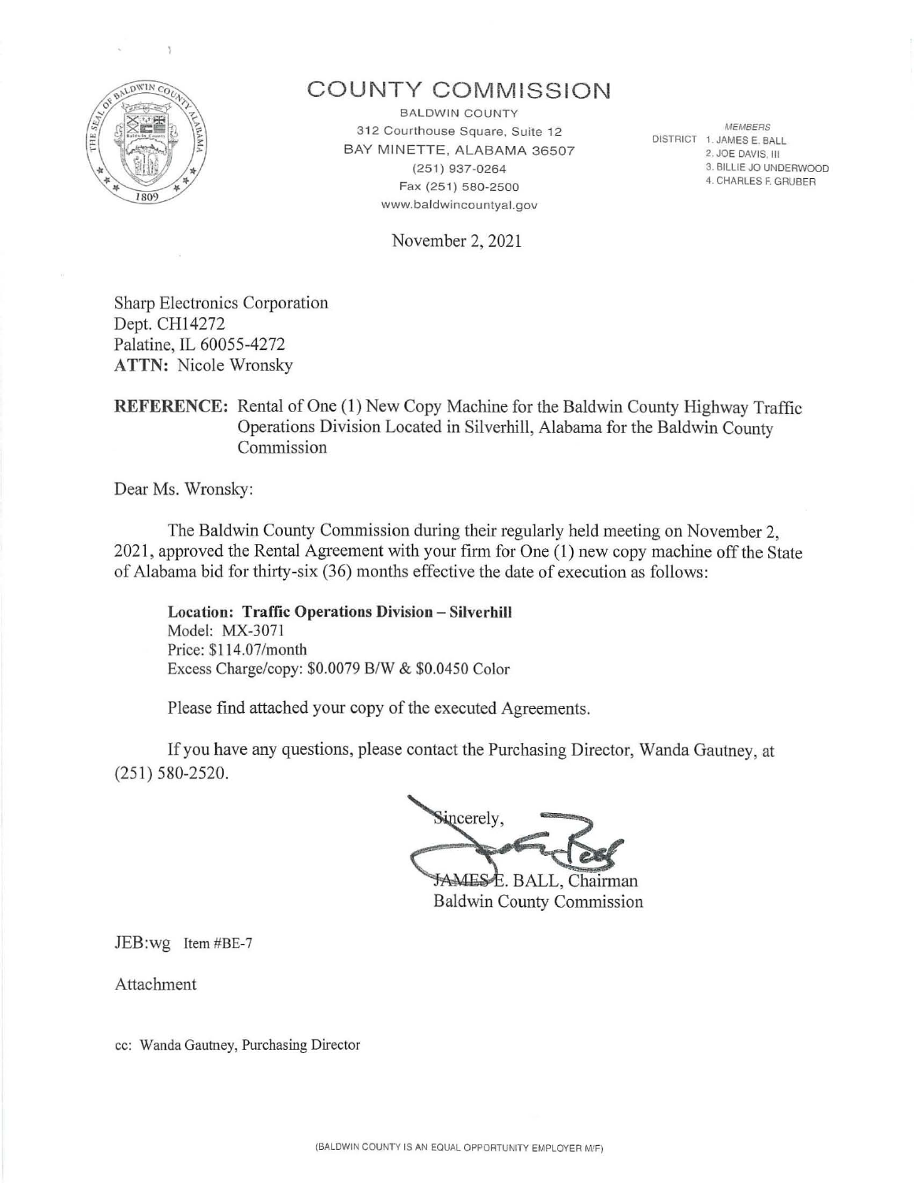# COUNTY COMMISSION

BALDWIN COUNTY
312 Courthouse Square, Suite 12
BAY MINETTE, ALABAMA 36507
(251) 937-0264
Fax (251) 580-2500
www.baldwincountyal.gov

*MEMBERS*
DISTRICT 1. JAMES E. BALL
2. JOE DAVIS, III
3. BILLIE JO UNDERWOOD
4. CHARLES F. GRUBER

November 2, 2021

Sharp Electronics Corporation
Dept. CH14272
Palatine, IL 60055-4272
**ATTN:** Nicole Wronsky

**REFERENCE:** Rental of One (1) New Copy Machine for the Baldwin County Highway Traffic Operations Division Located in Silverhill, Alabama for the Baldwin County Commission

Dear Ms. Wronsky:

The Baldwin County Commission during their regularly held meeting on November 2, 2021, approved the Rental Agreement with your firm for One (1) new copy machine off the State of Alabama bid for thirty-six (36) months effective the date of execution as follows:

**Location: Traffic Operations Division – Silverhill**
Model: MX-3071
Price: $114.07/month
Excess Charge/copy: $0.0079 B/W & $0.0450 Color

Please find attached your copy of the executed Agreements.

If you have any questions, please contact the Purchasing Director, Wanda Gautney, at (251) 580-2520.

Sincerely,

JAMES E. BALL, Chairman
Baldwin County Commission

JEB:wg Item #BE-7

Attachment

cc: Wanda Gautney, Purchasing Director

(BALDWIN COUNTY IS AN EQUAL OPPORTUNITY EMPLOYER M/F)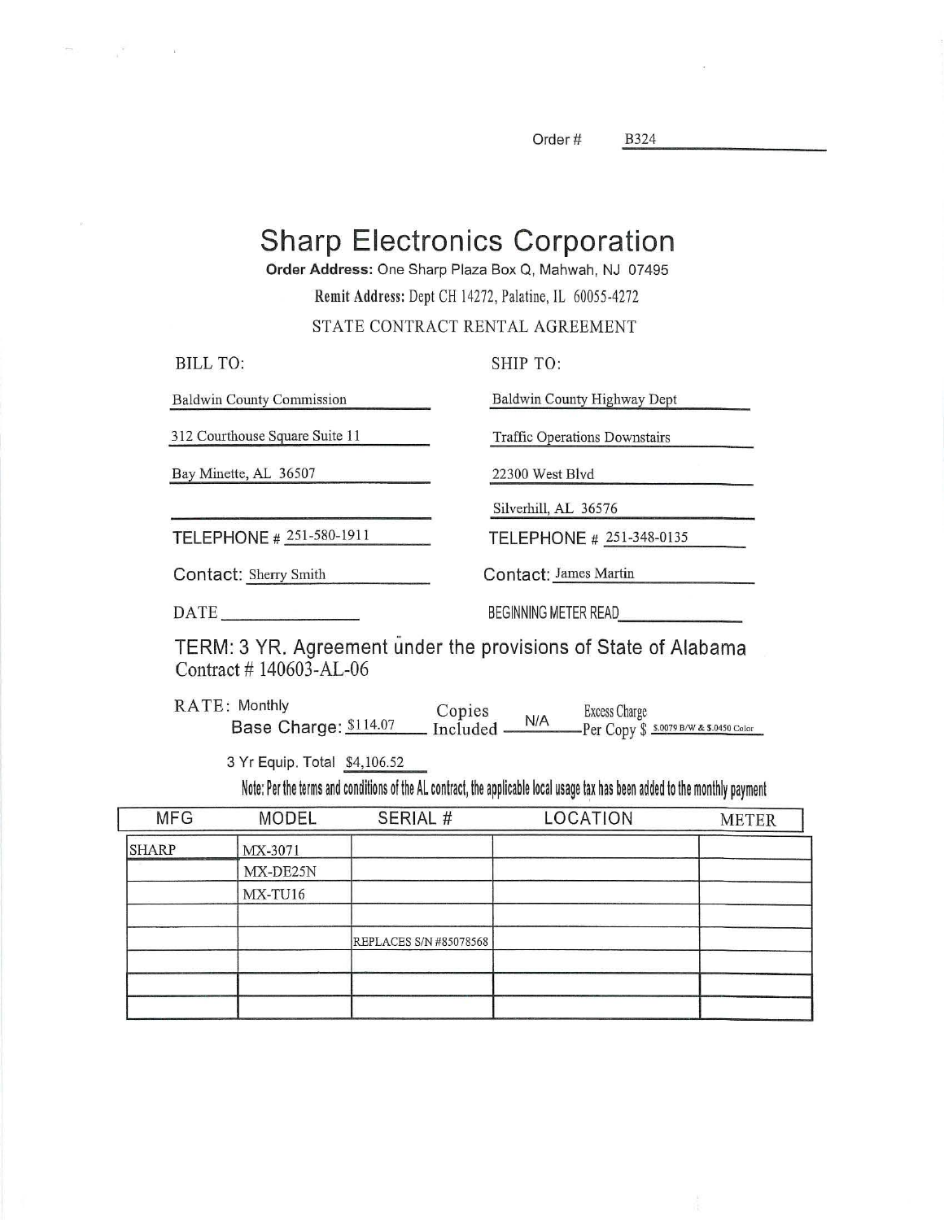Order # B324

# Sharp Electronics Corporation

**Order Address:** One Sharp Plaza Box Q, Mahwah, NJ 07495

**Remit Address:** Dept CH 14272, Palatine, IL 60055-4272

STATE CONTRACT RENTAL AGREEMENT

| BILL TO: | SHIP TO: |
|---|---|
| Baldwin County Commission | Baldwin County Highway Dept |
| 312 Courthouse Square Suite 11 | Traffic Operations Downstairs |
| Bay Minette, AL 36507 | 22300 West Blvd |
| | Silverhill, AL 36576 |
| TELEPHONE # 251-580-1911 | TELEPHONE # 251-348-0135 |
| Contact: Sherry Smith | Contact: James Martin |
| DATE ____________ | BEGINNING METER READ ____________ |

TERM: 3 YR. Agreement under the provisions of State of Alabama Contract # 140603-AL-06

RATE: Monthly Base Charge: $114.07 Copies Included N/A Excess Charge Per Copy $ $.0079 B/W & $.0450 Color

3 Yr Equip. Total $4,106.52

Note: Per the terms and conditions of the AL contract, the applicable local usage tax has been added to the monthly payment

| MFG | MODEL | SERIAL # | LOCATION | METER |
|---|---|---|---|---|
| SHARP | MX-3071 | | | |
| | MX-DE25N | | | |
| | MX-TU16 | | | |
| | | | | |
| | | REPLACES S/N #85078568 | | |
| | | | | |
| | | | | |
| | | | | |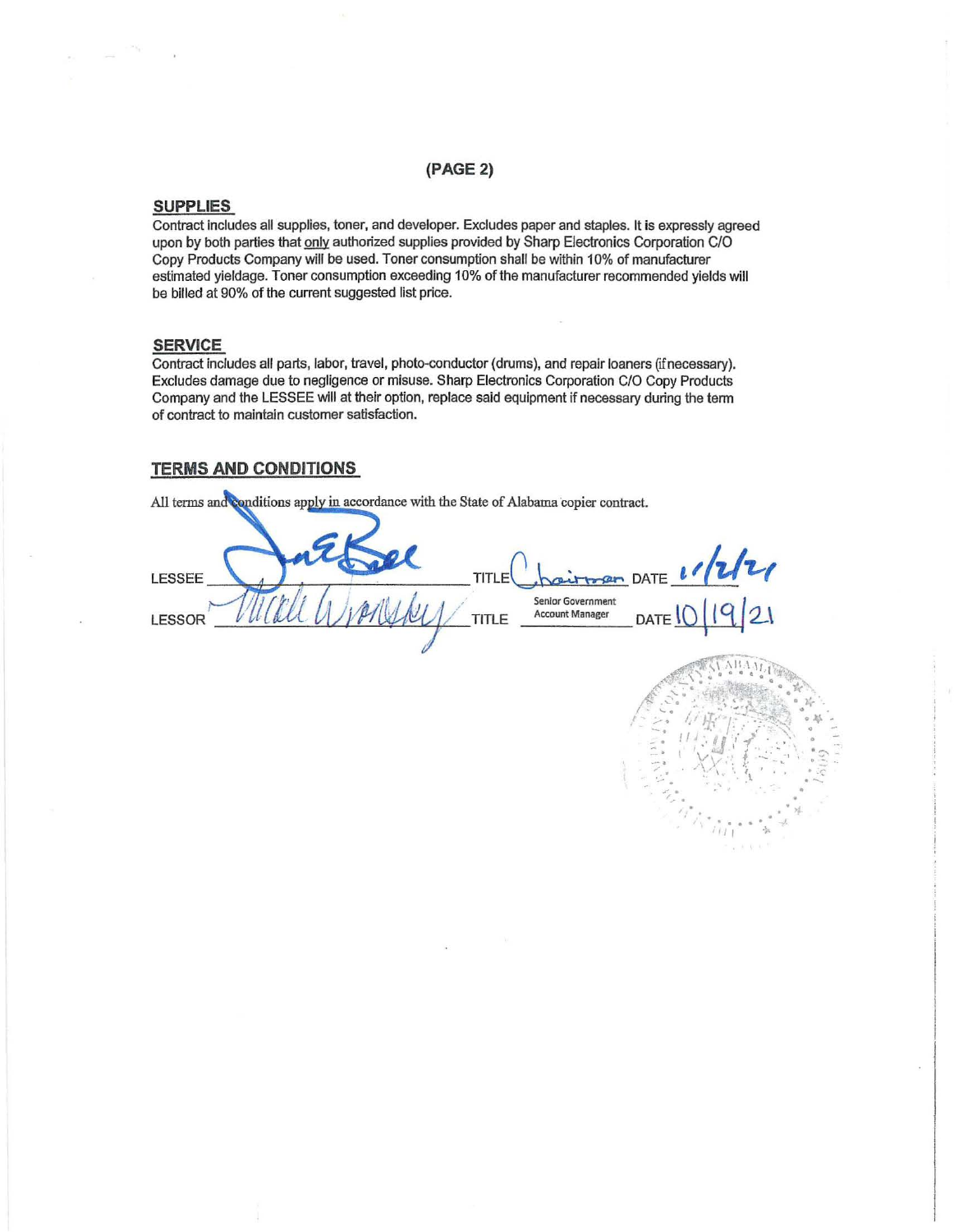**(PAGE 2)**

## SUPPLIES

Contract includes all supplies, toner, and developer. Excludes paper and staples. It is expressly agreed upon by both parties that only authorized supplies provided by Sharp Electronics Corporation C/O Copy Products Company will be used. Toner consumption shall be within 10% of manufacturer estimated yieldage. Toner consumption exceeding 10% of the manufacturer recommended yields will be billed at 90% of the current suggested list price.

## SERVICE

Contract includes all parts, labor, travel, photo-conductor (drums), and repair loaners (if necessary). Excludes damage due to negligence or misuse. Sharp Electronics Corporation C/O Copy Products Company and the LESSEE will at their option, replace said equipment if necessary during the term of contract to maintain customer satisfaction.

## TERMS AND CONDITIONS

All terms and conditions apply in accordance with the State of Alabama copier contract.

LESSEE ____________________ TITLE Chairman DATE 11/2/21

LESSOR ____________________ TITLE Senior Government Account Manager DATE 10/19/21